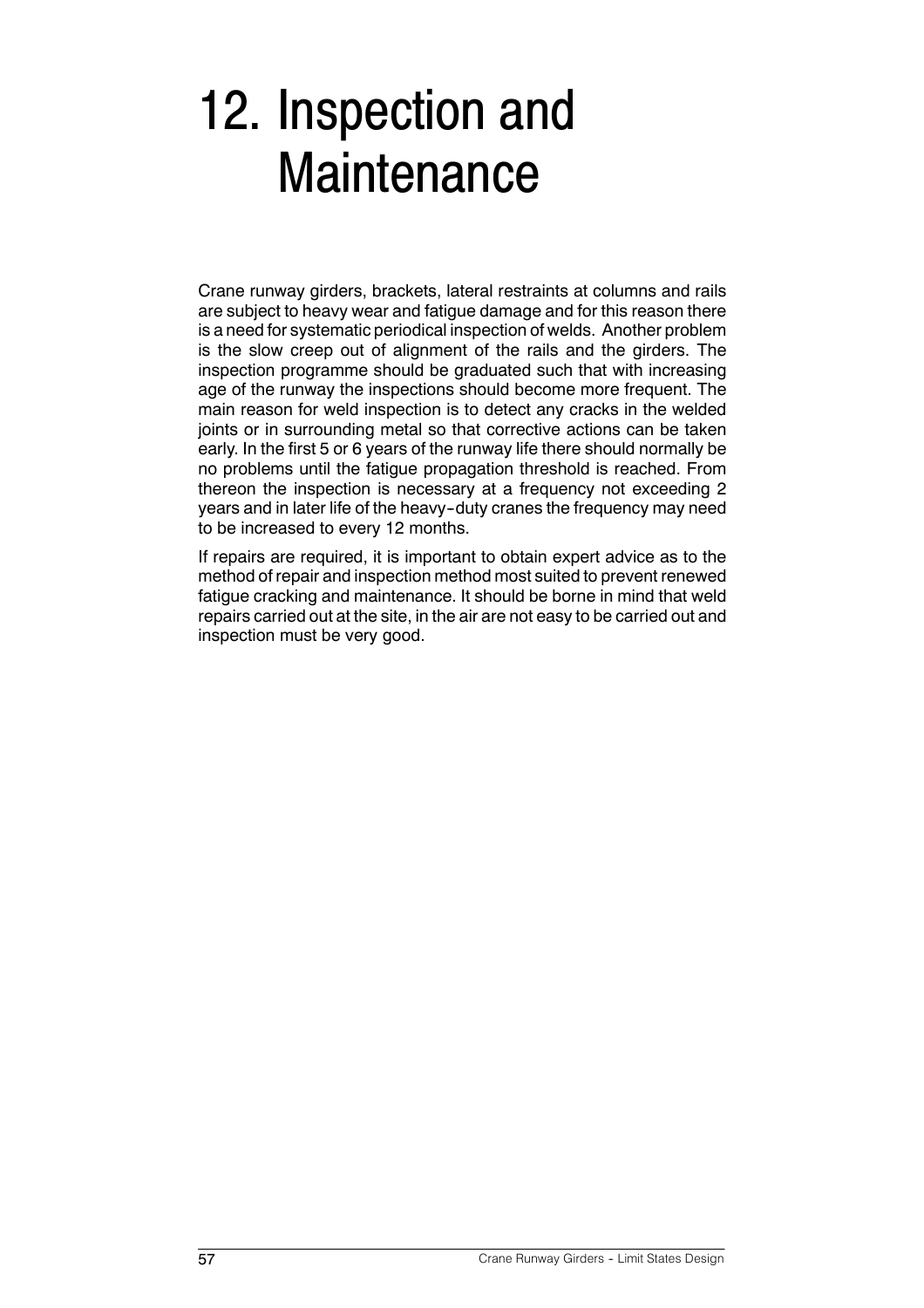# 12. Inspection and Maintenance

Crane runway girders, brackets, lateral restraints at columns and rails are subject to heavy wear and fatigue damage and for this reason there is a need for systematic periodical inspection of welds. Another problem is the slow creep out of alignment of the rails and the girders. The inspection programme should be graduated such that with increasing age of the runway the inspections should become more frequent. The main reason for weld inspection is to detect any cracks in the welded joints or in surrounding metal so that corrective actions can be taken early. In the first 5 or 6 years of the runway life there should normally be no problems until the fatigue propagation threshold is reached. From thereon the inspection is necessary at a frequency not exceeding 2 years and in later life of the heavy-duty cranes the frequency may need to be increased to every 12 months.

If repairs are required, it is important to obtain expert advice as to the method of repair and inspection method most suited to prevent renewed fatigue cracking and maintenance. It should be borne in mind that weld repairs carried out at the site, in the air are not easy to be carried out and inspection must be very good.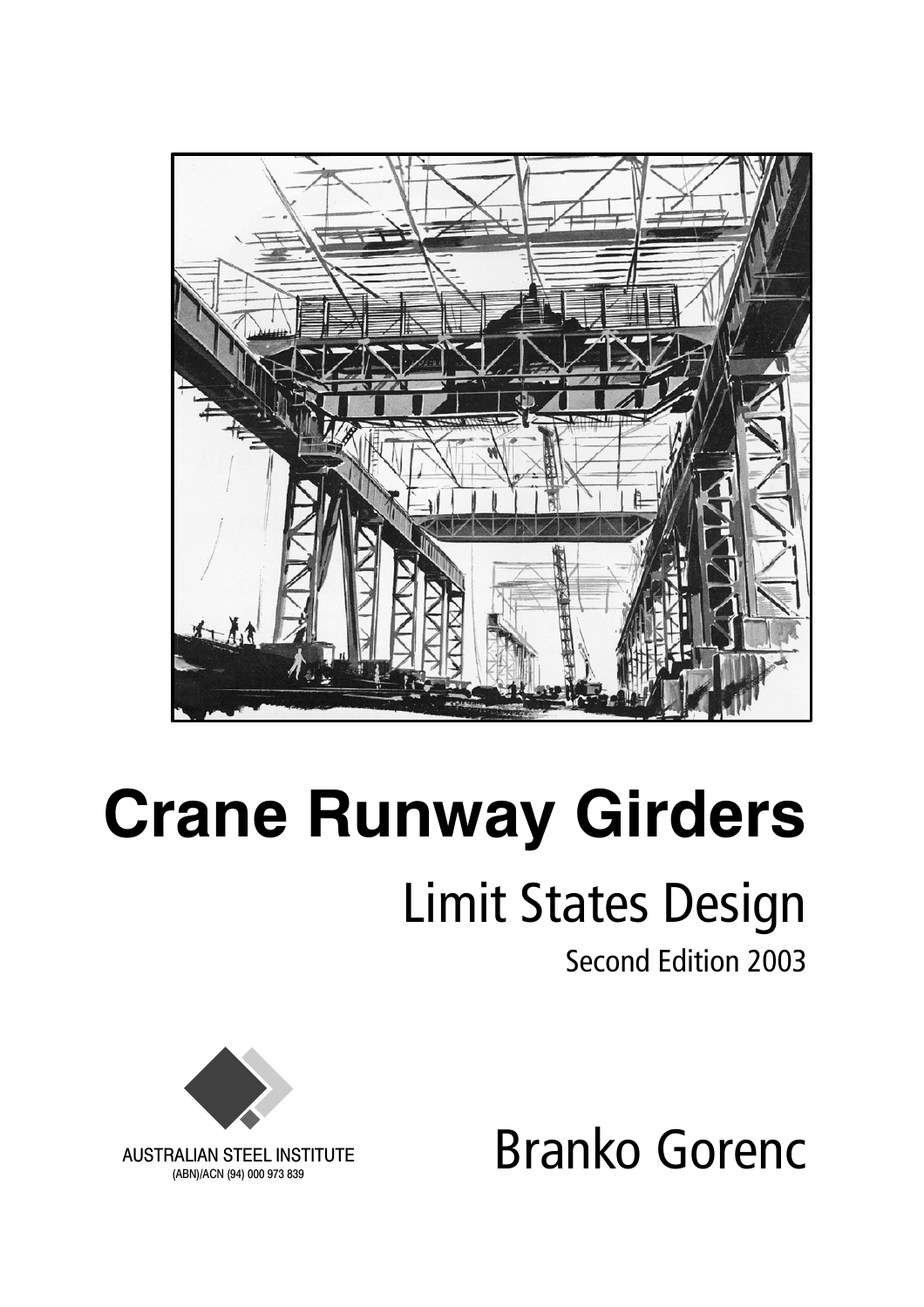# Crane Runway Girders

## Limit States Design

Second Edition 2003

AUSTRALIAN STEEL INSTITUTE
(ABN)/ACN (94) 000 973 839

Branko Gorenc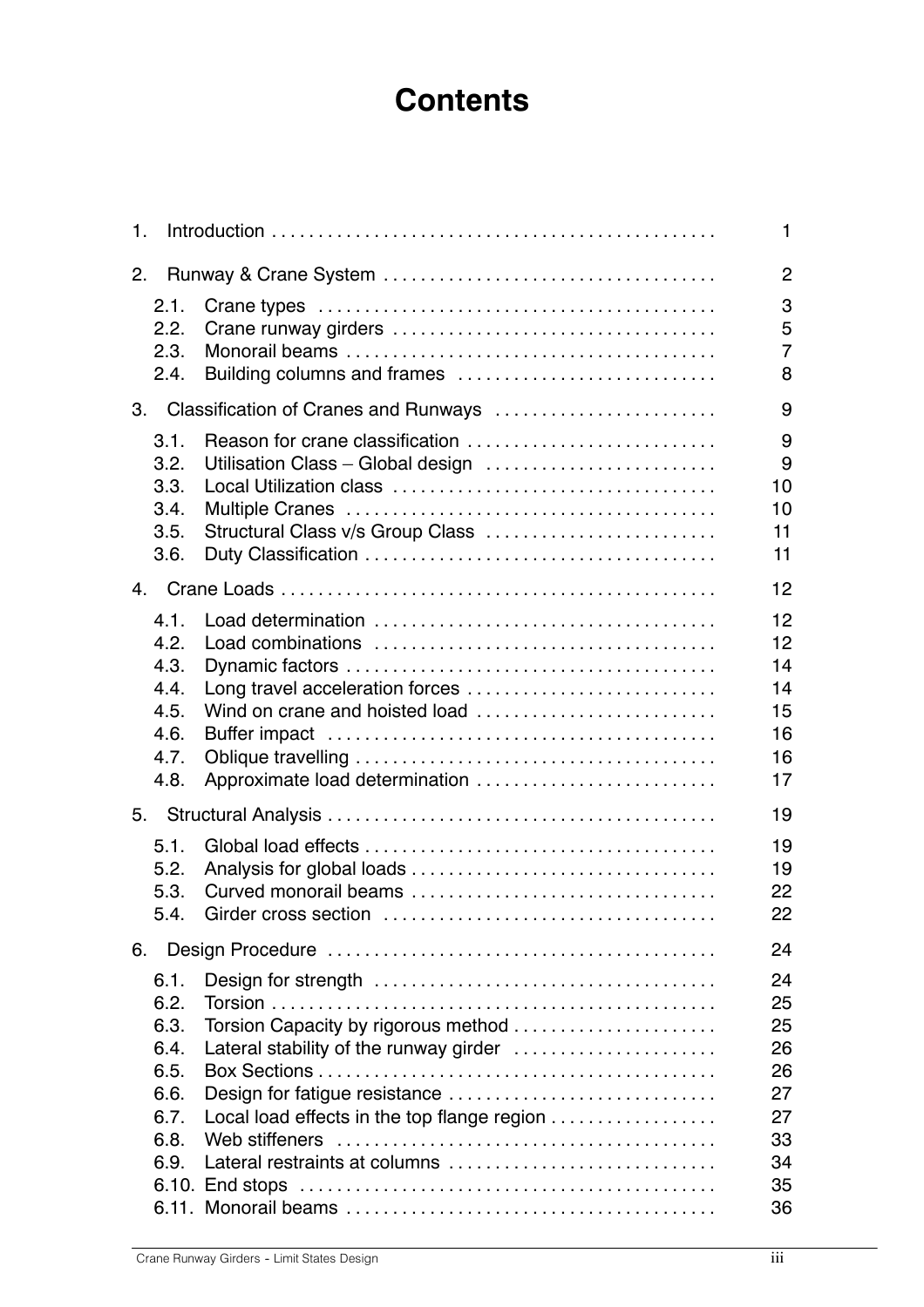# Contents

1. Introduction . . . . . . . . . . . . . . . . . . . . . . . . . . . . . . . . . . . . . . . . . . . . . . . . 1

2. Runway & Crane System . . . . . . . . . . . . . . . . . . . . . . . . . . . . . . . . . . . 2
   - 2.1. Crane types . . . . . . . . . . . . . . . . . . . . . . . . . . . . . . . . . . . . . . . . . . 3
   - 2.2. Crane runway girders . . . . . . . . . . . . . . . . . . . . . . . . . . . . . . . . . . 5
   - 2.3. Monorail beams . . . . . . . . . . . . . . . . . . . . . . . . . . . . . . . . . . . . . . . 7
   - 2.4. Building columns and frames . . . . . . . . . . . . . . . . . . . . . . . . . . . 8

3. Classification of Cranes and Runways . . . . . . . . . . . . . . . . . . . . . . . 9
   - 3.1. Reason for crane classification . . . . . . . . . . . . . . . . . . . . . . . . . . 9
   - 3.2. Utilisation Class – Global design . . . . . . . . . . . . . . . . . . . . . . . . . 9
   - 3.3. Local Utilization class . . . . . . . . . . . . . . . . . . . . . . . . . . . . . . . . . . 10
   - 3.4. Multiple Cranes . . . . . . . . . . . . . . . . . . . . . . . . . . . . . . . . . . . . . . . 10
   - 3.5. Structural Class v/s Group Class . . . . . . . . . . . . . . . . . . . . . . . . . 11
   - 3.6. Duty Classification . . . . . . . . . . . . . . . . . . . . . . . . . . . . . . . . . . . . . 11

4. Crane Loads . . . . . . . . . . . . . . . . . . . . . . . . . . . . . . . . . . . . . . . . . . . . . . 12
   - 4.1. Load determination . . . . . . . . . . . . . . . . . . . . . . . . . . . . . . . . . . . . 12
   - 4.2. Load combinations . . . . . . . . . . . . . . . . . . . . . . . . . . . . . . . . . . . . 12
   - 4.3. Dynamic factors . . . . . . . . . . . . . . . . . . . . . . . . . . . . . . . . . . . . . . . 14
   - 4.4. Long travel acceleration forces . . . . . . . . . . . . . . . . . . . . . . . . . . 14
   - 4.5. Wind on crane and hoisted load . . . . . . . . . . . . . . . . . . . . . . . . . 15
   - 4.6. Buffer impact . . . . . . . . . . . . . . . . . . . . . . . . . . . . . . . . . . . . . . . . . 16
   - 4.7. Oblique travelling . . . . . . . . . . . . . . . . . . . . . . . . . . . . . . . . . . . . . . 16
   - 4.8. Approximate load determination . . . . . . . . . . . . . . . . . . . . . . . . . 17

5. Structural Analysis . . . . . . . . . . . . . . . . . . . . . . . . . . . . . . . . . . . . . . . . . 19
   - 5.1. Global load effects . . . . . . . . . . . . . . . . . . . . . . . . . . . . . . . . . . . . . 19
   - 5.2. Analysis for global loads . . . . . . . . . . . . . . . . . . . . . . . . . . . . . . . . 19
   - 5.3. Curved monorail beams . . . . . . . . . . . . . . . . . . . . . . . . . . . . . . . . 22
   - 5.4. Girder cross section . . . . . . . . . . . . . . . . . . . . . . . . . . . . . . . . . . . 22

6. Design Procedure . . . . . . . . . . . . . . . . . . . . . . . . . . . . . . . . . . . . . . . . . 24
   - 6.1. Design for strength . . . . . . . . . . . . . . . . . . . . . . . . . . . . . . . . . . . . 24
   - 6.2. Torsion . . . . . . . . . . . . . . . . . . . . . . . . . . . . . . . . . . . . . . . . . . . . . . . 25
   - 6.3. Torsion Capacity by rigorous method . . . . . . . . . . . . . . . . . . . . . 25
   - 6.4. Lateral stability of the runway girder . . . . . . . . . . . . . . . . . . . . . 26
   - 6.5. Box Sections . . . . . . . . . . . . . . . . . . . . . . . . . . . . . . . . . . . . . . . . . . 26
   - 6.6. Design for fatigue resistance . . . . . . . . . . . . . . . . . . . . . . . . . . . . 27
   - 6.7. Local load effects in the top flange region . . . . . . . . . . . . . . . . . 27
   - 6.8. Web stiffeners . . . . . . . . . . . . . . . . . . . . . . . . . . . . . . . . . . . . . . . . 33
   - 6.9. Lateral restraints at columns . . . . . . . . . . . . . . . . . . . . . . . . . . . . 34
   - 6.10. End stops . . . . . . . . . . . . . . . . . . . . . . . . . . . . . . . . . . . . . . . . . . . 35
   - 6.11. Monorail beams . . . . . . . . . . . . . . . . . . . . . . . . . . . . . . . . . . . . . . 36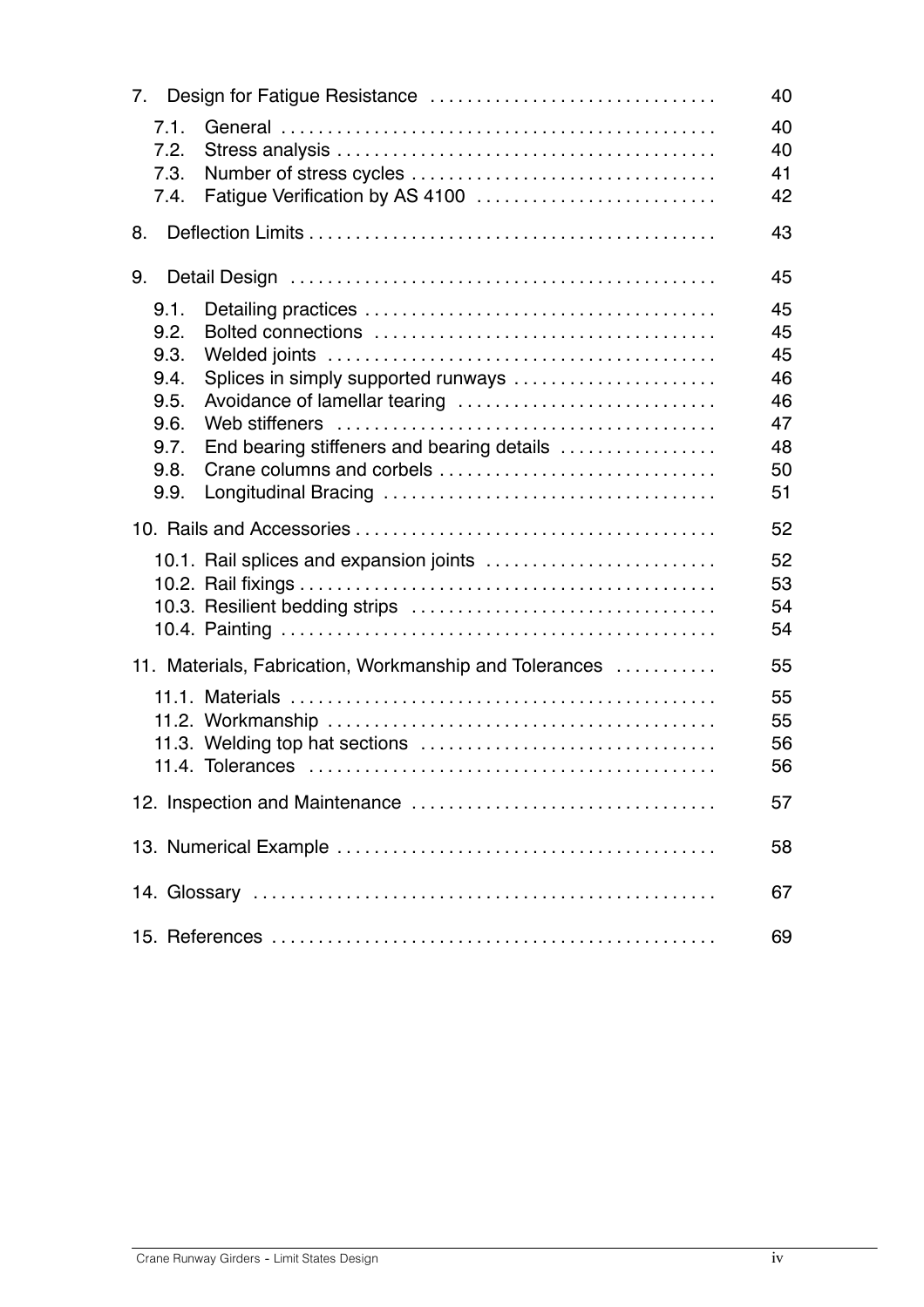| | | |
|---|---|---|
| 7. | Design for Fatigue Resistance | 40 |
| | 7.1. General | 40 |
| | 7.2. Stress analysis | 40 |
| | 7.3. Number of stress cycles | 41 |
| | 7.4. Fatigue Verification by AS 4100 | 42 |
| 8. | Deflection Limits | 43 |
| 9. | Detail Design | 45 |
| | 9.1. Detailing practices | 45 |
| | 9.2. Bolted connections | 45 |
| | 9.3. Welded joints | 45 |
| | 9.4. Splices in simply supported runways | 46 |
| | 9.5. Avoidance of lamellar tearing | 46 |
| | 9.6. Web stiffeners | 47 |
| | 9.7. End bearing stiffeners and bearing details | 48 |
| | 9.8. Crane columns and corbels | 50 |
| | 9.9. Longitudinal Bracing | 51 |
| 10. | Rails and Accessories | 52 |
| | 10.1. Rail splices and expansion joints | 52 |
| | 10.2. Rail fixings | 53 |
| | 10.3. Resilient bedding strips | 54 |
| | 10.4. Painting | 54 |
| 11. | Materials, Fabrication, Workmanship and Tolerances | 55 |
| | 11.1. Materials | 55 |
| | 11.2. Workmanship | 55 |
| | 11.3. Welding top hat sections | 56 |
| | 11.4. Tolerances | 56 |
| 12. | Inspection and Maintenance | 57 |
| 13. | Numerical Example | 58 |
| 14. | Glossary | 67 |
| 15. | References | 69 |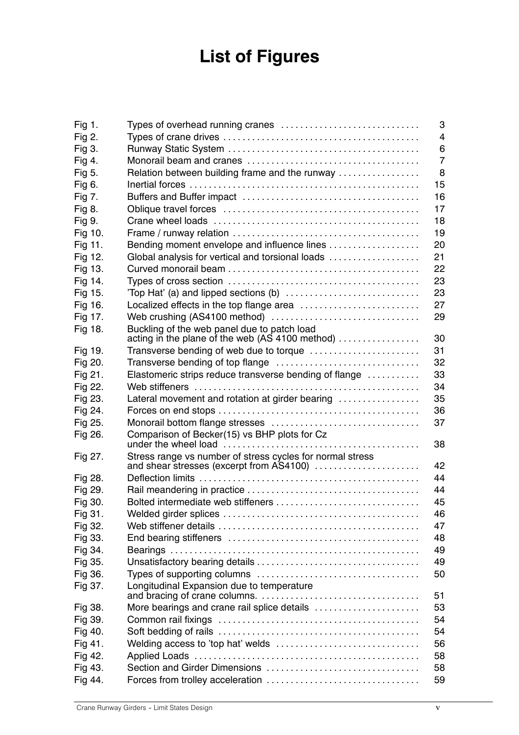# List of Figures

| | | |
|---|---|---|
| Fig 1. | Types of overhead running cranes | 3 |
| Fig 2. | Types of crane drives | 4 |
| Fig 3. | Runway Static System | 6 |
| Fig 4. | Monorail beam and cranes | 7 |
| Fig 5. | Relation between building frame and the runway | 8 |
| Fig 6. | Inertial forces | 15 |
| Fig 7. | Buffers and Buffer impact | 16 |
| Fig 8. | Oblique travel forces | 17 |
| Fig 9. | Crane wheel loads | 18 |
| Fig 10. | Frame / runway relation | 19 |
| Fig 11. | Bending moment envelope and influence lines | 20 |
| Fig 12. | Global analysis for vertical and torsional loads | 21 |
| Fig 13. | Curved monorail beam | 22 |
| Fig 14. | Types of cross section | 23 |
| Fig 15. | 'Top Hat' (a) and lipped sections (b) | 23 |
| Fig 16. | Localized effects in the top flange area | 27 |
| Fig 17. | Web crushing (AS4100 method) | 29 |
| Fig 18. | Buckling of the web panel due to patch load acting in the plane of the web (AS 4100 method) | 30 |
| Fig 19. | Transverse bending of web due to torque | 31 |
| Fig 20. | Transverse bending of top flange | 32 |
| Fig 21. | Elastomeric strips reduce transverse bending of flange | 33 |
| Fig 22. | Web stiffeners | 34 |
| Fig 23. | Lateral movement and rotation at girder bearing | 35 |
| Fig 24. | Forces on end stops | 36 |
| Fig 25. | Monorail bottom flange stresses | 37 |
| Fig 26. | Comparison of Becker(15) vs BHP plots for Cz under the wheel load | 38 |
| Fig 27. | Stress range vs number of stress cycles for normal stress and shear stresses (excerpt from AS4100) | 42 |
| Fig 28. | Deflection limits | 44 |
| Fig 29. | Rail meandering in practice | 44 |
| Fig 30. | Bolted intermediate web stiffeners | 45 |
| Fig 31. | Welded girder splices | 46 |
| Fig 32. | Web stiffener details | 47 |
| Fig 33. | End bearing stiffeners | 48 |
| Fig 34. | Bearings | 49 |
| Fig 35. | Unsatisfactory bearing details | 49 |
| Fig 36. | Types of supporting columns | 50 |
| Fig 37. | Longitudinal Expansion due to temperature and bracing of crane columns. | 51 |
| Fig 38. | More bearings and crane rail splice details | 53 |
| Fig 39. | Common rail fixings | 54 |
| Fig 40. | Soft bedding of rails | 54 |
| Fig 41. | Welding access to 'top hat' welds | 56 |
| Fig 42. | Applied Loads | 58 |
| Fig 43. | Section and Girder Dimensions | 58 |
| Fig 44. | Forces from trolley acceleration | 59 |